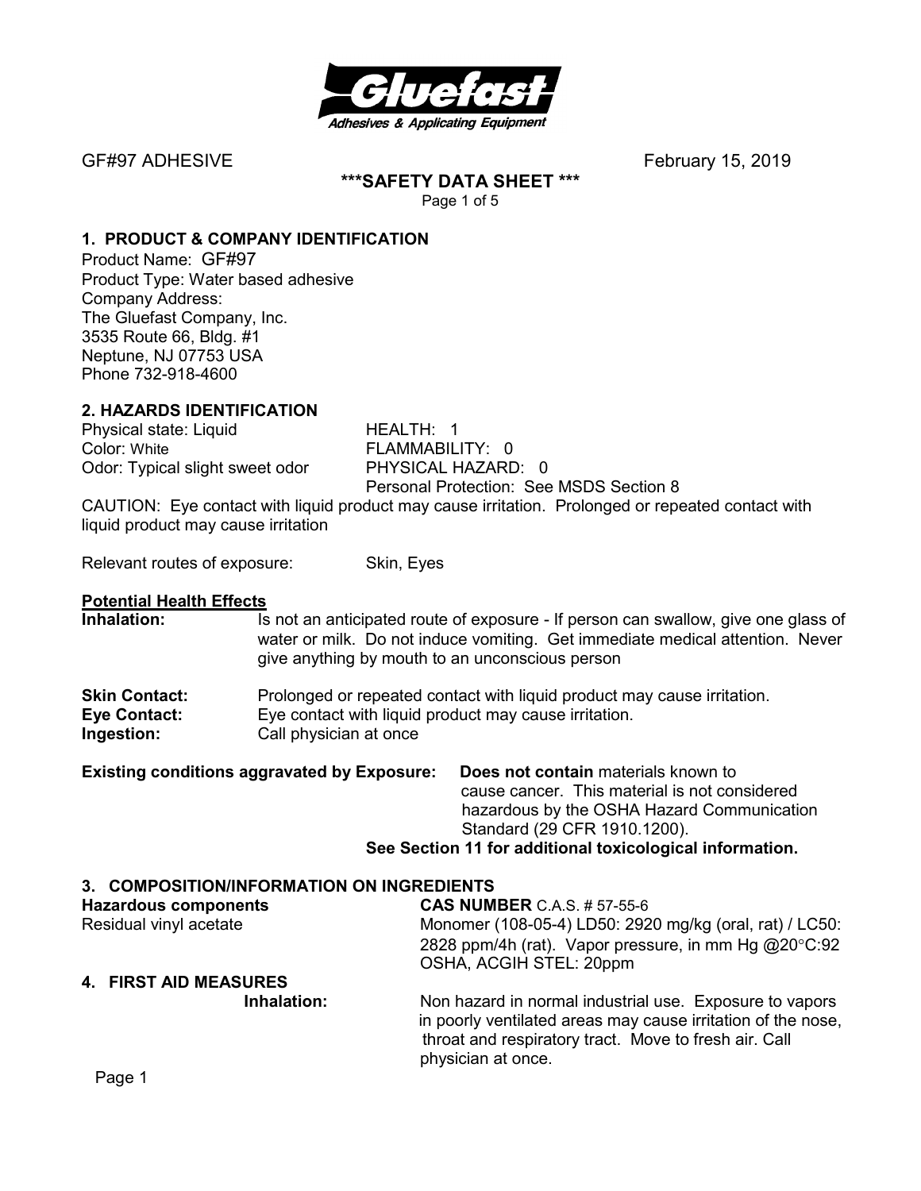GF#97 ADHESIVE February 15, 2019

**\*\*\*SAFETY DATA SHEET \*\*\***

## 1. PRODUCT & COMPANY IDENTIFICATION

Product Name: GF#97
Product Type: Water based adhesive
Company Address:
The Gluefast Company, Inc.
3535 Route 66, Bldg. #1
Neptune, NJ 07753 USA
Phone 732-918-4600

## 2. HAZARDS IDENTIFICATION

Physical state: Liquid — HEALTH: 1
Color: White — FLAMMABILITY: 0
Odor: Typical slight sweet odor — PHYSICAL HAZARD: 0
Personal Protection: See MSDS Section 8

CAUTION: Eye contact with liquid product may cause irritation. Prolonged or repeated contact with liquid product may cause irritation

Relevant routes of exposure: Skin, Eyes

**Potential Health Effects**

**Inhalation:** Is not an anticipated route of exposure - If person can swallow, give one glass of water or milk. Do not induce vomiting. Get immediate medical attention. Never give anything by mouth to an unconscious person

**Skin Contact:** Prolonged or repeated contact with liquid product may cause irritation.
**Eye Contact:** Eye contact with liquid product may cause irritation.
**Ingestion:** Call physician at once

**Existing conditions aggravated by Exposure:** **Does not contain** materials known to cause cancer. This material is not considered hazardous by the OSHA Hazard Communication Standard (29 CFR 1910.1200).
**See Section 11 for additional toxicological information.**

## 3. COMPOSITION/INFORMATION ON INGREDIENTS

| **Hazardous components** | **CAS NUMBER** C.A.S. # 57-55-6 |
|---|---|
| Residual vinyl acetate | Monomer (108-05-4) LD50: 2920 mg/kg (oral, rat) / LC50: 2828 ppm/4h (rat). Vapor pressure, in mm Hg @20°C:92 OSHA, ACGIH STEL: 20ppm |

## 4. FIRST AID MEASURES

**Inhalation:** Non hazard in normal industrial use. Exposure to vapors in poorly ventilated areas may cause irritation of the nose, throat and respiratory tract. Move to fresh air. Call physician at once.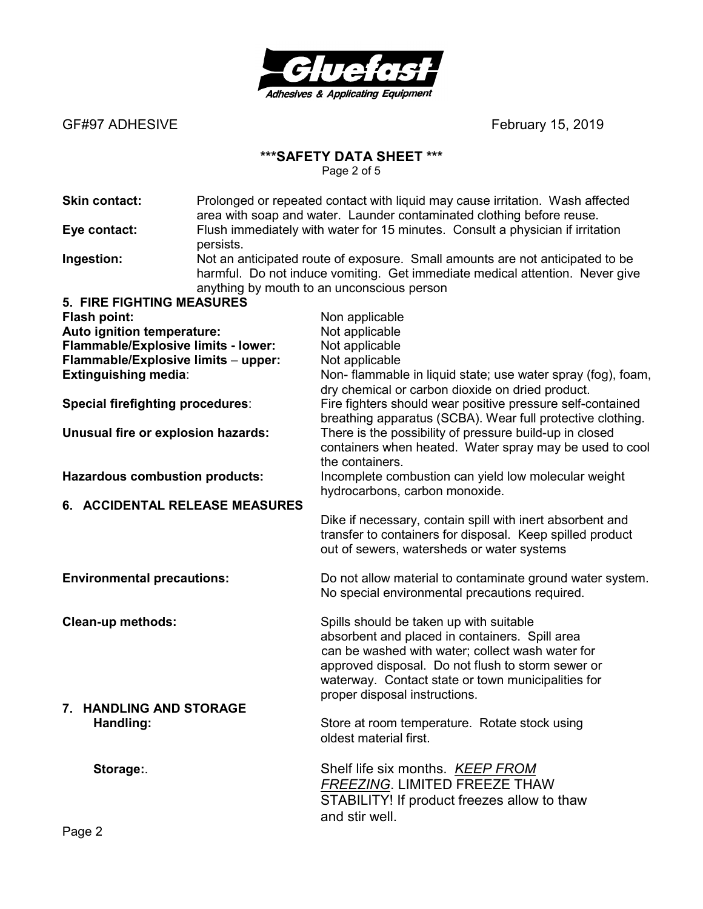**Skin contact:** Prolonged or repeated contact with liquid may cause irritation. Wash affected area with soap and water. Launder contaminated clothing before reuse.

**Eye contact:** Flush immediately with water for 15 minutes. Consult a physician if irritation persists.

**Ingestion:** Not an anticipated route of exposure. Small amounts are not anticipated to be harmful. Do not induce vomiting. Get immediate medical attention. Never give anything by mouth to an unconscious person

## 5. FIRE FIGHTING MEASURES

**Flash point:** Non applicable

**Auto ignition temperature:** Not applicable

**Flammable/Explosive limits - lower:** Not applicable

**Flammable/Explosive limits – upper:** Not applicable

**Extinguishing media**: Non- flammable in liquid state; use water spray (fog), foam, dry chemical or carbon dioxide on dried product.

**Special firefighting procedures**: Fire fighters should wear positive pressure self-contained breathing apparatus (SCBA). Wear full protective clothing.

**Unusual fire or explosion hazards:** There is the possibility of pressure build-up in closed containers when heated. Water spray may be used to cool the containers.

**Hazardous combustion products:** Incomplete combustion can yield low molecular weight hydrocarbons, carbon monoxide.

## 6. ACCIDENTAL RELEASE MEASURES

Dike if necessary, contain spill with inert absorbent and transfer to containers for disposal. Keep spilled product out of sewers, watersheds or water systems

**Environmental precautions:** Do not allow material to contaminate ground water system. No special environmental precautions required.

**Clean-up methods:** Spills should be taken up with suitable absorbent and placed in containers. Spill area can be washed with water; collect wash water for approved disposal. Do not flush to storm sewer or waterway. Contact state or town municipalities for proper disposal instructions.

## 7. HANDLING AND STORAGE

**Handling:** Store at room temperature. Rotate stock using oldest material first.

**Storage:**. Shelf life six months. ***KEEP FROM FREEZING***. LIMITED FREEZE THAW STABILITY! If product freezes allow to thaw and stir well.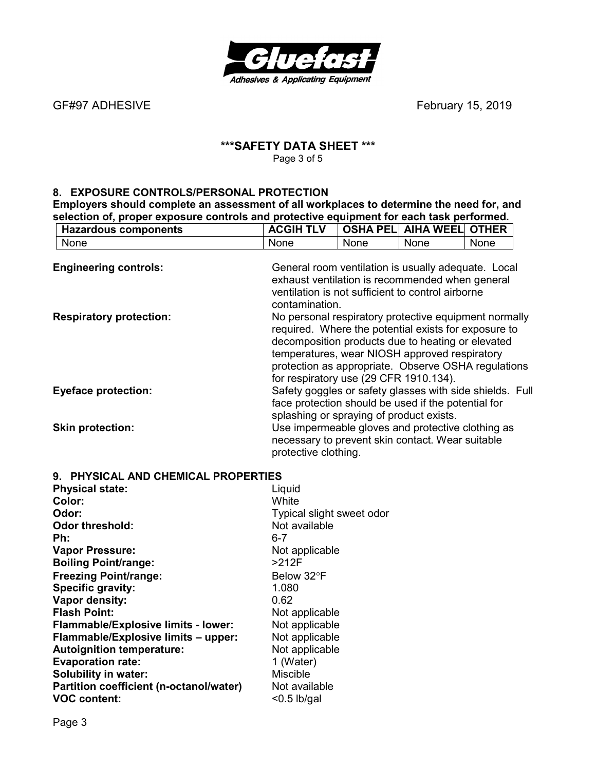GF#97 ADHESIVE February 15, 2019

## ***SAFETY DATA SHEET ***

## 8. EXPOSURE CONTROLS/PERSONAL PROTECTION

**Employers should complete an assessment of all workplaces to determine the need for, and selection of, proper exposure controls and protective equipment for each task performed.**

| Hazardous components | ACGIH TLV | OSHA PEL | AIHA WEEL | OTHER |
|---|---|---|---|---|
| None | None | None | None | None |

**Engineering controls:** General room ventilation is usually adequate. Local exhaust ventilation is recommended when general ventilation is not sufficient to control airborne contamination.

**Respiratory protection:** No personal respiratory protective equipment normally required. Where the potential exists for exposure to decomposition products due to heating or elevated temperatures, wear NIOSH approved respiratory protection as appropriate. Observe OSHA regulations for respiratory use (29 CFR 1910.134).

**Eyeface protection:** Safety goggles or safety glasses with side shields. Full face protection should be used if the potential for splashing or spraying of product exists.

**Skin protection:** Use impermeable gloves and protective clothing as necessary to prevent skin contact. Wear suitable protective clothing.

## 9. PHYSICAL AND CHEMICAL PROPERTIES

**Physical state:** Liquid
**Color:** White
**Odor:** Typical slight sweet odor
**Odor threshold:** Not available
**Ph:** 6-7
**Vapor Pressure:** Not applicable
**Boiling Point/range:** >212F
**Freezing Point/range:** Below 32°F
**Specific gravity:** 1.080
**Vapor density:** 0.62
**Flash Point:** Not applicable
**Flammable/Explosive limits - lower:** Not applicable
**Flammable/Explosive limits – upper:** Not applicable
**Autoignition temperature:** Not applicable
**Evaporation rate:** 1 (Water)
**Solubility in water:** Miscible
**Partition coefficient (n-octanol/water)** Not available
**VOC content:** <0.5 lb/gal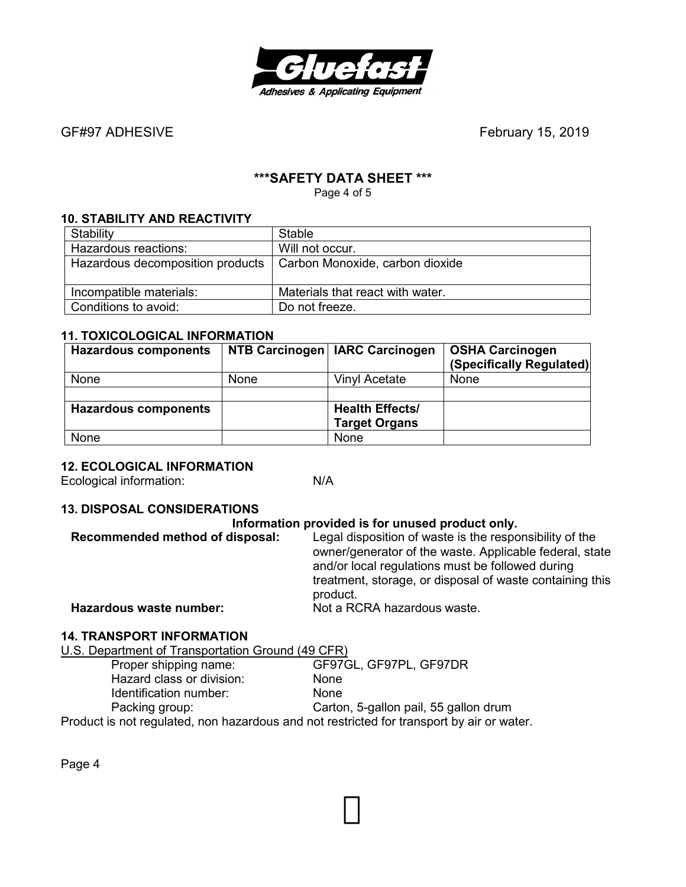GF#97 ADHESIVE February 15, 2019

## ***SAFETY DATA SHEET ***

### 10. STABILITY AND REACTIVITY

| Stability | Stable |
|---|---|
| Hazardous reactions: | Will not occur. |
| Hazardous decomposition products | Carbon Monoxide, carbon dioxide |
| Incompatible materials: | Materials that react with water. |
| Conditions to avoid: | Do not freeze. |

### 11. TOXICOLOGICAL INFORMATION

| **Hazardous components** | **NTB Carcinogen** | **IARC Carcinogen** | **OSHA Carcinogen (Specifically Regulated)** |
|---|---|---|---|
| None | None | Vinyl Acetate | None |
| | | | |
| **Hazardous components** | | **Health Effects/ Target Organs** | |
| None | | None | |

### 12. ECOLOGICAL INFORMATION

Ecological information: N/A

### 13. DISPOSAL CONSIDERATIONS

**Information provided is for unused product only.**

**Recommended method of disposal:** Legal disposition of waste is the responsibility of the owner/generator of the waste. Applicable federal, state and/or local regulations must be followed during treatment, storage, or disposal of waste containing this product.

**Hazardous waste number:** Not a RCRA hazardous waste.

### 14. TRANSPORT INFORMATION

U.S. Department of Transportation Ground (49 CFR)

- Proper shipping name: GF97GL, GF97PL, GF97DR
- Hazard class or division: None
- Identification number: None
- Packing group: Carton, 5-gallon pail, 55 gallon drum

Product is not regulated, non hazardous and not restricted for transport by air or water.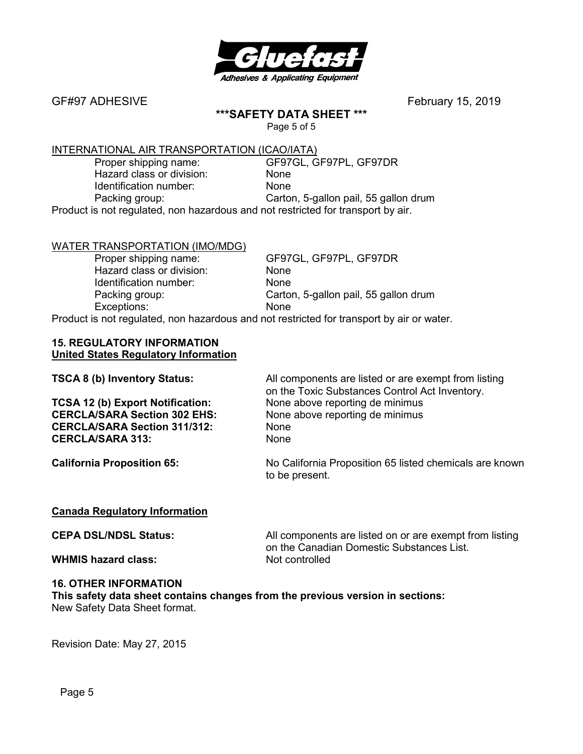INTERNATIONAL AIR TRANSPORTATION (ICAO/IATA)

| | |
|---|---|
| Proper shipping name: | GF97GL, GF97PL, GF97DR |
| Hazard class or division: | None |
| Identification number: | None |
| Packing group: | Carton, 5-gallon pail, 55 gallon drum |

Product is not regulated, non hazardous and not restricted for transport by air.

WATER TRANSPORTATION (IMO/MDG)

| | |
|---|---|
| Proper shipping name: | GF97GL, GF97PL, GF97DR |
| Hazard class or division: | None |
| Identification number: | None |
| Packing group: | Carton, 5-gallon pail, 55 gallon drum |
| Exceptions: | None |

Product is not regulated, non hazardous and not restricted for transport by air or water.

## 15. REGULATORY INFORMATION

### United States Regulatory Information

**TSCA 8 (b) Inventory Status:** All components are listed or are exempt from listing on the Toxic Substances Control Act Inventory.

**TCSA 12 (b) Export Notification:** None above reporting de minimus

**CERCLA/SARA Section 302 EHS:** None above reporting de minimus

**CERCLA/SARA Section 311/312:** None

**CERCLA/SARA 313:** None

**California Proposition 65:** No California Proposition 65 listed chemicals are known to be present.

### Canada Regulatory Information

**CEPA DSL/NDSL Status:** All components are listed on or are exempt from listing on the Canadian Domestic Substances List.

**WHMIS hazard class:** Not controlled

## 16. OTHER INFORMATION

**This safety data sheet contains changes from the previous version in sections:**
New Safety Data Sheet format.

Revision Date: May 27, 2015